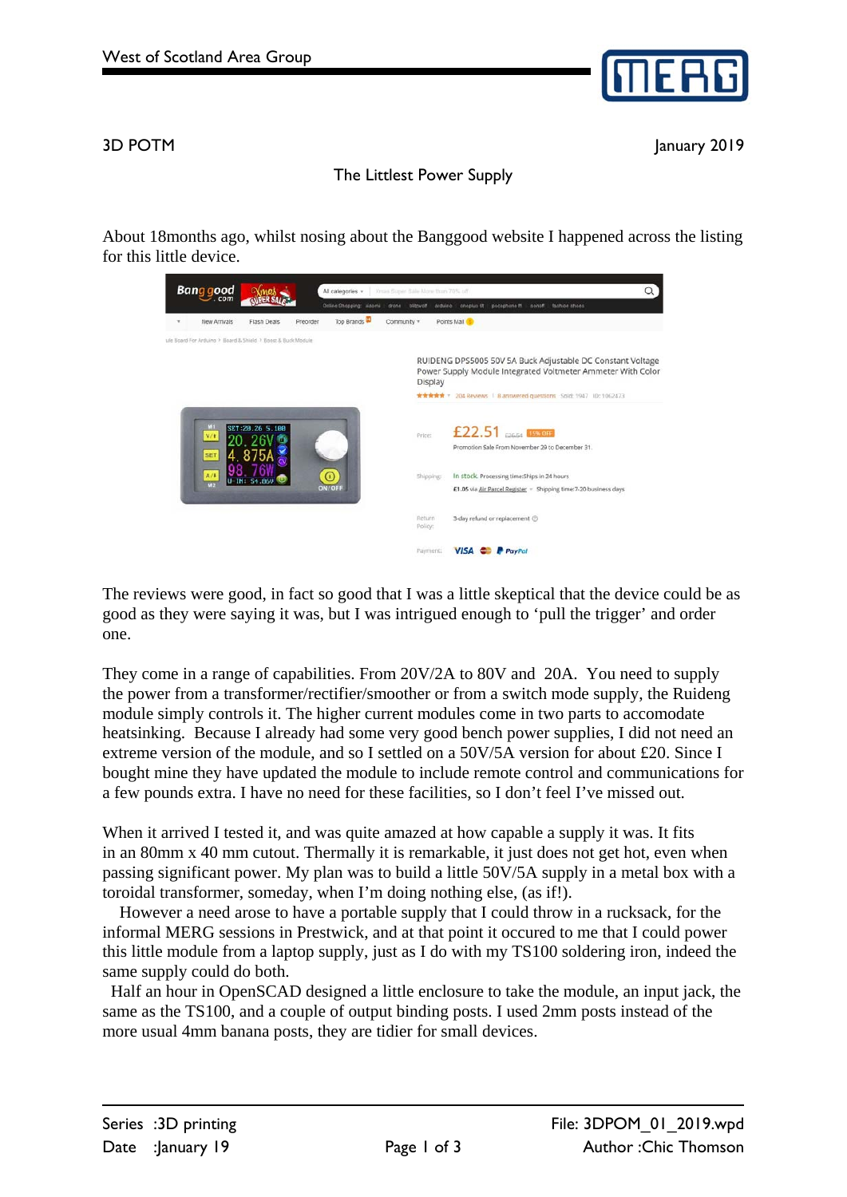3D POTM

January 2019

# The Littlest Power Supply

About 18months ago, whilst nosing about the Banggood website I happened across the listing for this little device.

The reviews were good, in fact so good that I was a little skeptical that the device could be as good as they were saying it was, but I was intrigued enough to 'pull the trigger' and order one.

They come in a range of capabilities. From 20V/2A to 80V and 20A. You need to supply the power from a transformer/rectifier/smoother or from a switch mode supply, the Ruideng module simply controls it. The higher current modules come in two parts to accomodate heatsinking. Because I already had some very good bench power supplies, I did not need an extreme version of the module, and so I settled on a 50V/5A version for about £20. Since I bought mine they have updated the module to include remote control and communications for a few pounds extra. I have no need for these facilities, so I don't feel I've missed out.

When it arrived I tested it, and was quite amazed at how capable a supply it was. It fits in an 80mm x 40 mm cutout. Thermally it is remarkable, it just does not get hot, even when passing significant power. My plan was to build a little 50V/5A supply in a metal box with a toroidal transformer, someday, when I'm doing nothing else, (as if!).

However a need arose to have a portable supply that I could throw in a rucksack, for the informal MERG sessions in Prestwick, and at that point it occured to me that I could power this little module from a laptop supply, just as I do with my TS100 soldering iron, indeed the same supply could do both.

Half an hour in OpenSCAD designed a little enclosure to take the module, an input jack, the same as the TS100, and a couple of output binding posts. I used 2mm posts instead of the more usual 4mm banana posts, they are tidier for small devices.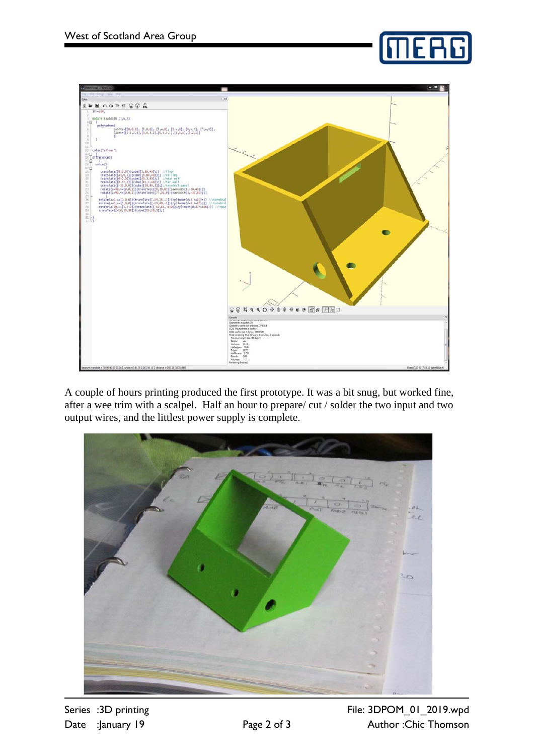A couple of hours printing produced the first prototype. It was a bit snug, but worked fine, after a wee trim with a scalpel.  Half an hour to prepare/ cut / solder the two input and two output wires, and the littlest power supply is complete.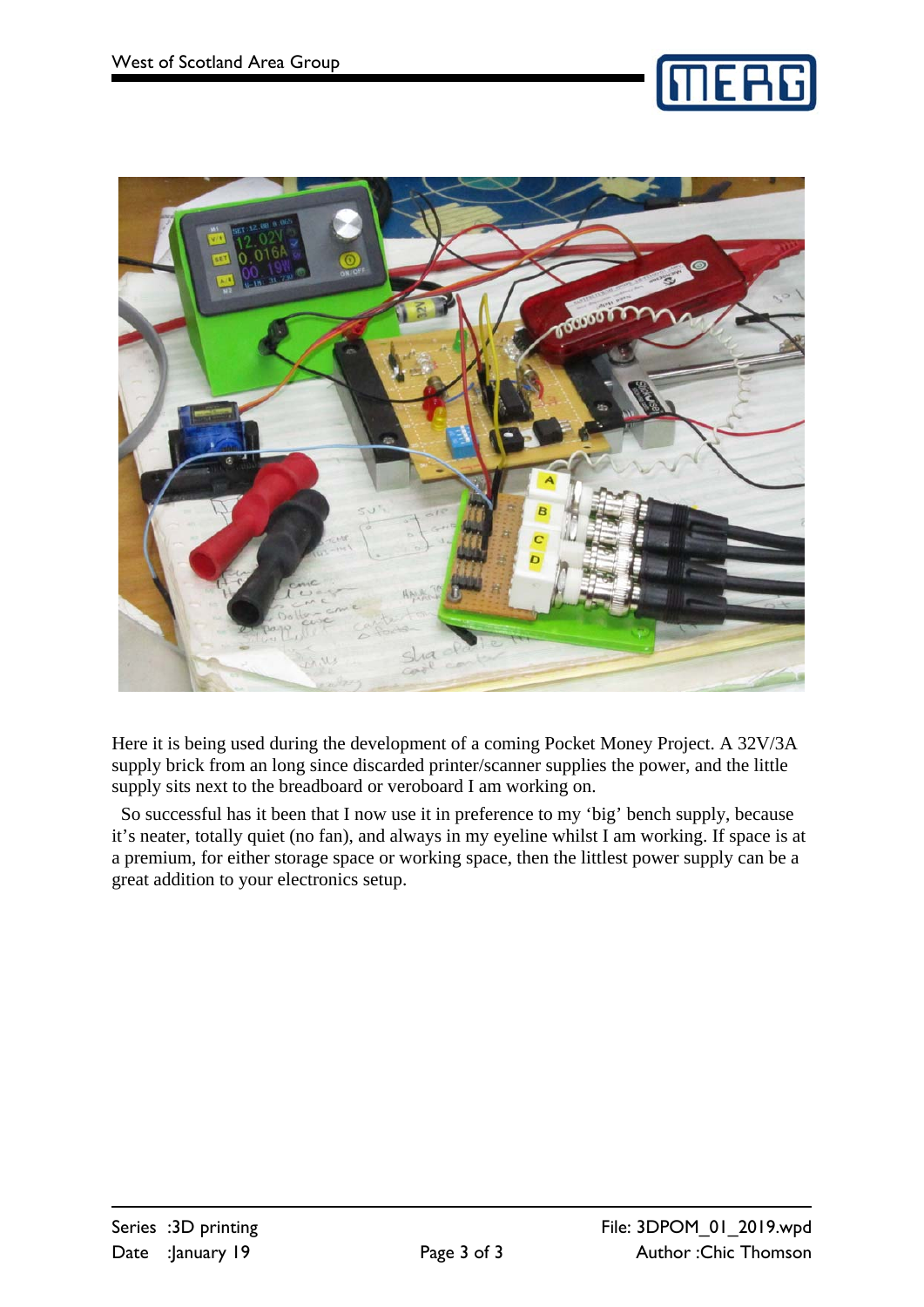Here it is being used during the development of a coming Pocket Money Project. A 32V/3A supply brick from an long since discarded printer/scanner supplies the power, and the little supply sits next to the breadboard or veroboard I am working on.

So successful has it been that I now use it in preference to my 'big' bench supply, because it's neater, totally quiet (no fan), and always in my eyeline whilst I am working. If space is at a premium, for either storage space or working space, then the littlest power supply can be a great addition to your electronics setup.